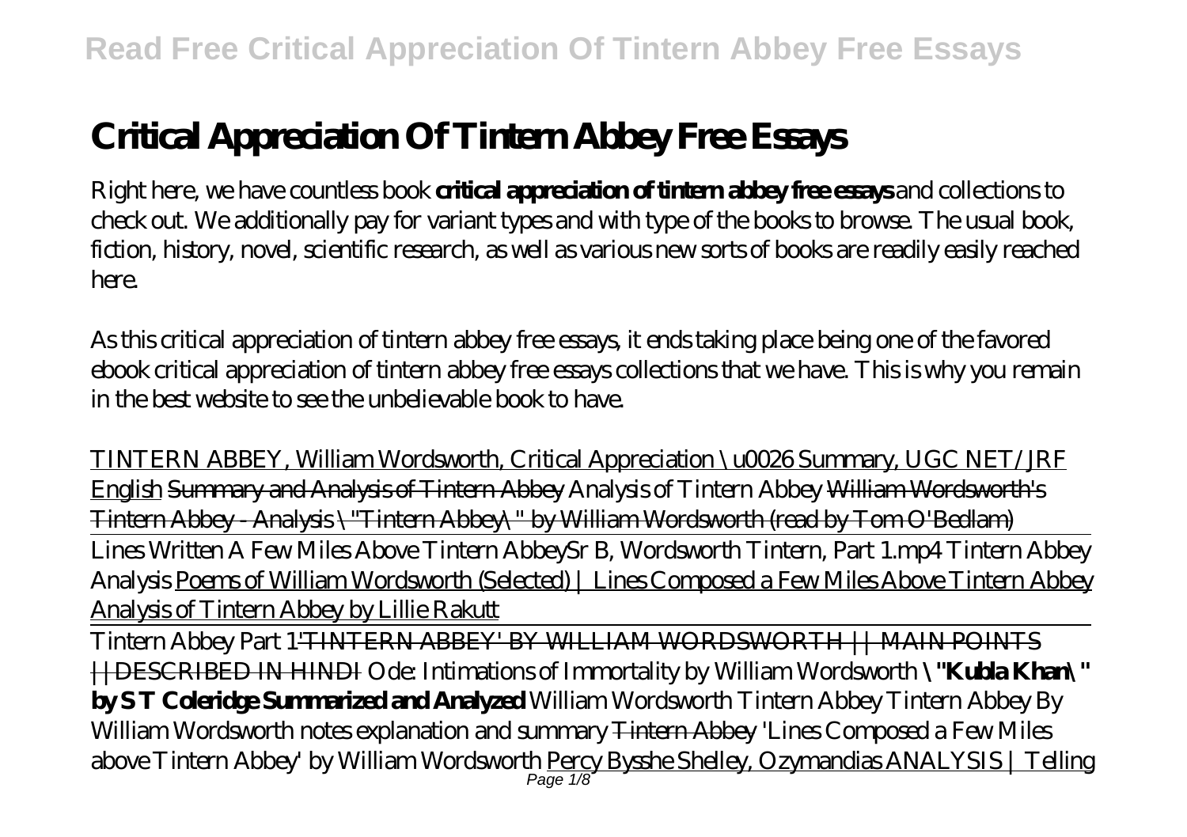# Critical Appreciation Of Tintern Abbey Free Essays

Right here, we have countless book **critical appreciation of tintern abbey free essays** and collections to check out. We additionally pay for variant types and with type of the books to browse. The usual book, fiction, history, novel, scientific research, as well as various new sorts of books are readily easily reached here.

As this critical appreciation of tintern abbey free essays, it ends taking place being one of the favored ebook critical appreciation of tintern abbey free essays collections that we have. This is why you remain in the best website to see the unbelievable book to have.

TINTERN ABBEY, William Wordsworth, Critical Appreciation \u0026 Summary, UGC NET/JRF English ~~Summary and Analysis of Tintern Abbey~~ *Analysis of Tintern Abbey* ~~William Wordsworth's Tintern Abbey - Analysis \"Tintern Abbey\" by William Wordsworth (read by Tom O'Bedlam)~~

Lines Written A Few Miles Above Tintern AbbeySr B, Wordsworth Tintern, Part 1.mp4 *Tintern Abbey Analysis* Poems of William Wordsworth (Selected) | Lines Composed a Few Miles Above Tintern Abbey Analysis of Tintern Abbey by Lillie Rakutt

Tintern Abbey Part 1~~'TINTERN ABBEY' BY WILLIAM WORDSWORTH || MAIN POINTS ||DESCRIBED IN HINDI~~ *Ode: Intimations of Immortality by William Wordsworth* **\"Kubla Khan\" by S T Coleridge Summarized and Analyzed** *William Wordsworth Tintern Abbey Tintern Abbey By William Wordsworth notes explanation and summary* ~~Tintern Abbey~~ *'Lines Composed a Few Miles above Tintern Abbey' by William Wordsworth* Percy Bysshe Shelley, Ozymandias ANALYSIS | Telling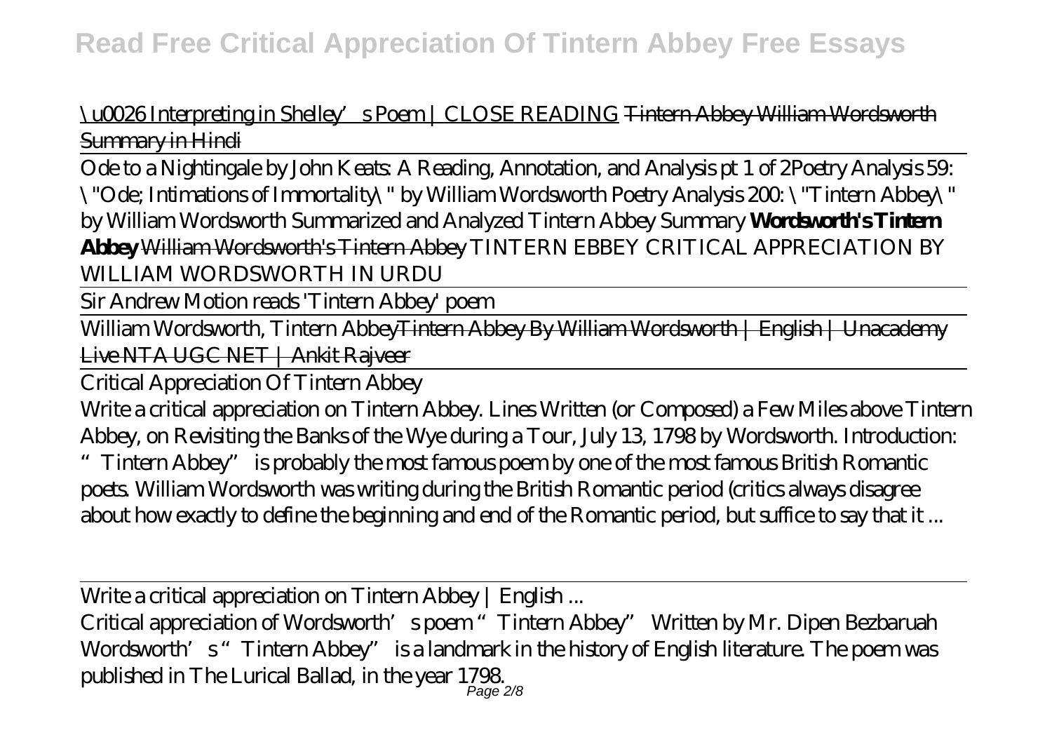\u0026 Interpreting in Shelley's Poem | CLOSE READING ~~Tintern Abbey William Wordsworth Summary in Hindi~~

Ode to a Nightingale by John Keats: A Reading, Annotation, and Analysis pt 1 of 2 *Poetry Analysis 59: \"Ode; Intimations of Immortality\" by William Wordsworth* *Poetry Analysis 200: \"Tintern Abbey\" by William Wordsworth Summarized and Analyzed* *Tintern Abbey Summary* **Wordsworth's Tintern Abbey** ~~William Wordsworth's Tintern Abbey~~ *TINTERN EBBEY CRITICAL APPRECIATION BY WILLIAM WORDSWORTH IN URDU*

Sir Andrew Motion reads 'Tintern Abbey' poem

William Wordsworth, Tintern Abbey~~Tintern Abbey By William Wordsworth | English | Unacademy Live NTA UGC NET | Ankit Rajveer~~

Critical Appreciation Of Tintern Abbey

Write a critical appreciation on Tintern Abbey. Lines Written (or Composed) a Few Miles above Tintern Abbey, on Revisiting the Banks of the Wye during a Tour, July 13, 1798 by Wordsworth. Introduction: "Tintern Abbey" is probably the most famous poem by one of the most famous British Romantic poets. William Wordsworth was writing during the British Romantic period (critics always disagree about how exactly to define the beginning and end of the Romantic period, but suffice to say that it ...

Write a critical appreciation on Tintern Abbey | English ...

Critical appreciation of Wordsworth's poem "Tintern Abbey" Written by Mr. Dipen Bezbaruah Wordsworth's "Tintern Abbey" is a landmark in the history of English literature. The poem was published in The Lurical Ballad, in the year 1798.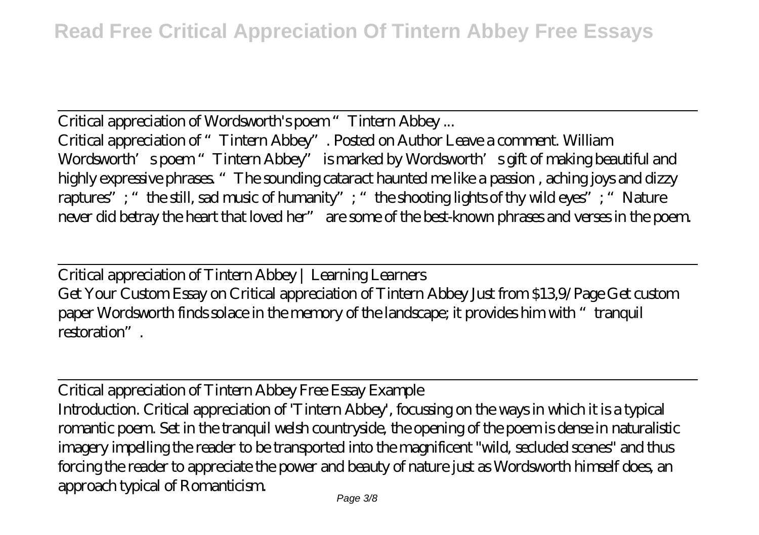Critical appreciation of Wordsworth's poem "Tintern Abbey ...

Critical appreciation of "Tintern Abbey". Posted on Author Leave a comment. William Wordsworth's poem "Tintern Abbey" is marked by Wordsworth's gift of making beautiful and highly expressive phrases. "The sounding cataract haunted me like a passion , aching joys and dizzy raptures"; "the still, sad music of humanity"; "the shooting lights of thy wild eyes"; "Nature never did betray the heart that loved her" are some of the best-known phrases and verses in the poem.

Critical appreciation of Tintern Abbey | Learning Learners

Get Your Custom Essay on Critical appreciation of Tintern Abbey Just from $13,9/Page Get custom paper Wordsworth finds solace in the memory of the landscape; it provides him with "tranquil restoration".

Critical appreciation of Tintern Abbey Free Essay Example

Introduction. Critical appreciation of 'Tintern Abbey', focussing on the ways in which it is a typical romantic poem. Set in the tranquil welsh countryside, the opening of the poem is dense in naturalistic imagery impelling the reader to be transported into the magnificent "wild, secluded scenes" and thus forcing the reader to appreciate the power and beauty of nature just as Wordsworth himself does, an approach typical of Romanticism.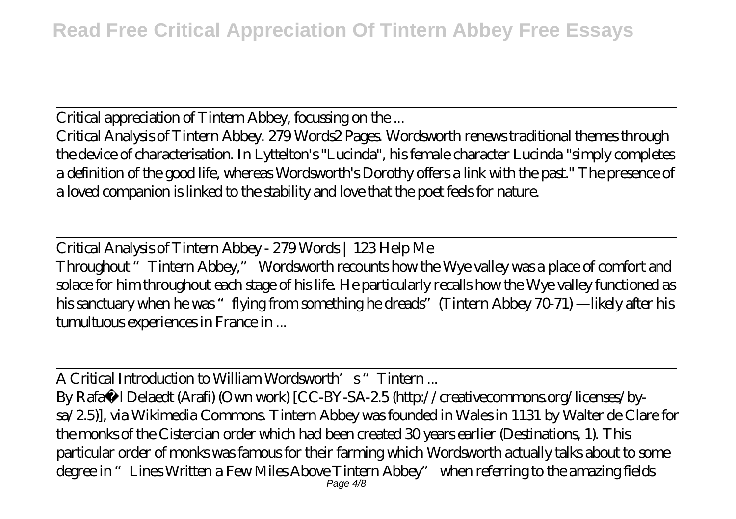Critical appreciation of Tintern Abbey, focussing on the ...

Critical Analysis of Tintern Abbey. 279 Words2 Pages. Wordsworth renews traditional themes through the device of characterisation. In Lyttelton's "Lucinda", his female character Lucinda "simply completes a definition of the good life, whereas Wordsworth's Dorothy offers a link with the past." The presence of a loved companion is linked to the stability and love that the poet feels for nature.

Critical Analysis of Tintern Abbey - 279 Words | 123 Help Me

Throughout "Tintern Abbey," Wordsworth recounts how the Wye valley was a place of comfort and solace for him throughout each stage of his life. He particularly recalls how the Wye valley functioned as his sanctuary when he was "flying from something he dreads" (Tintern Abbey 70-71) —likely after his tumultuous experiences in France in ...

A Critical Introduction to William Wordsworth's "Tintern ...

By Rafaël Delaedt (Arafi) (Own work) [CC-BY-SA-2.5 (http://creativecommons.org/licenses/by-sa/2.5)], via Wikimedia Commons. Tintern Abbey was founded in Wales in 1131 by Walter de Clare for the monks of the Cistercian order which had been created 30 years earlier (Destinations, 1). This particular order of monks was famous for their farming which Wordsworth actually talks about to some degree in "Lines Written a Few Miles Above Tintern Abbey" when referring to the amazing fields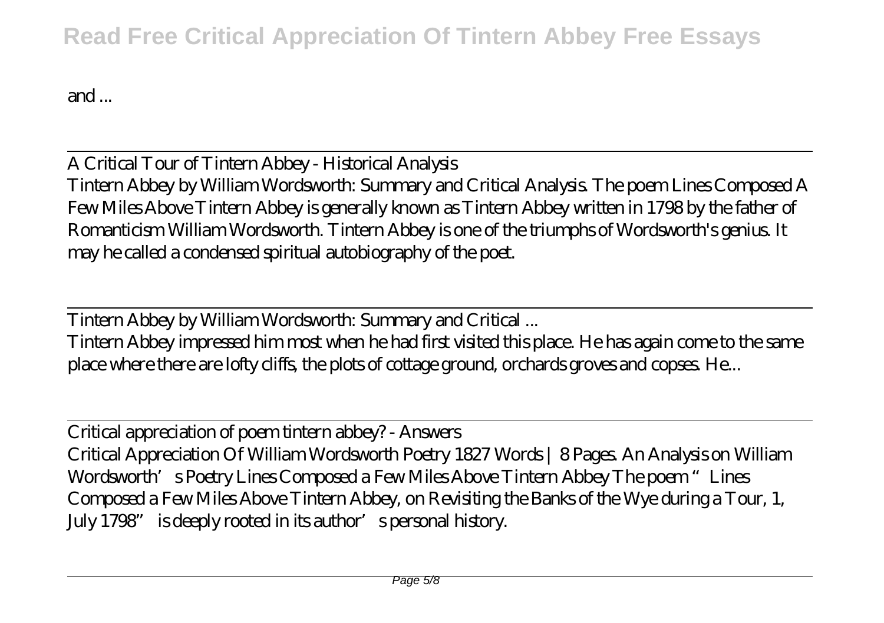and ...

A Critical Tour of Tintern Abbey - Historical Analysis

Tintern Abbey by William Wordsworth: Summary and Critical Analysis. The poem Lines Composed A Few Miles Above Tintern Abbey is generally known as Tintern Abbey written in 1798 by the father of Romanticism William Wordsworth. Tintern Abbey is one of the triumphs of Wordsworth's genius. It may he called a condensed spiritual autobiography of the poet.

Tintern Abbey by William Wordsworth: Summary and Critical ...

Tintern Abbey impressed him most when he had first visited this place. He has again come to the same place where there are lofty cliffs, the plots of cottage ground, orchards groves and copses. He...

Critical appreciation of poem tintern abbey? - Answers

Critical Appreciation Of William Wordsworth Poetry 1827 Words | 8 Pages. An Analysis on William Wordsworth's Poetry Lines Composed a Few Miles Above Tintern Abbey The poem "Lines Composed a Few Miles Above Tintern Abbey, on Revisiting the Banks of the Wye during a Tour, 1, July 1798" is deeply rooted in its author's personal history.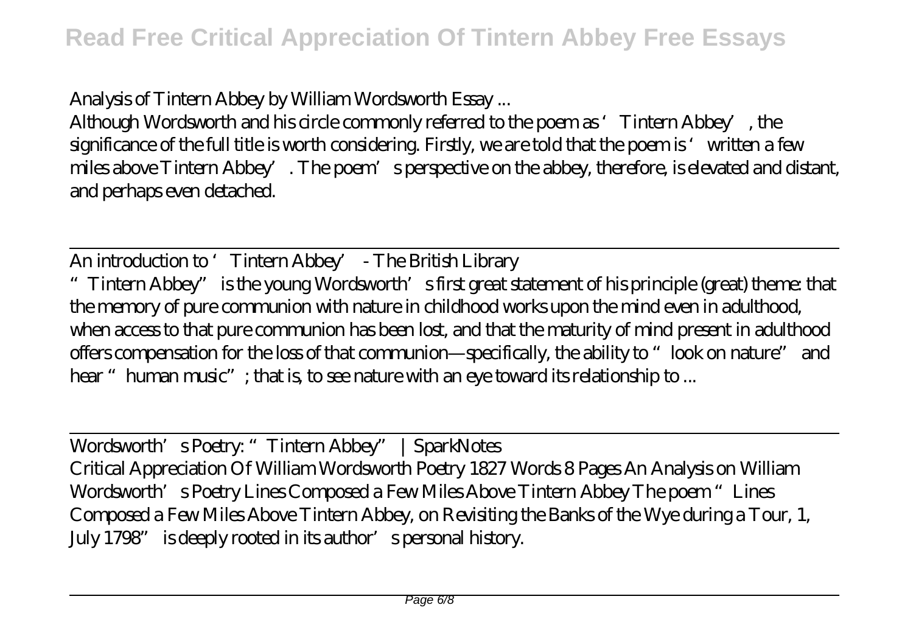Analysis of Tintern Abbey by William Wordsworth Essay ...

Although Wordsworth and his circle commonly referred to the poem as 'Tintern Abbey', the significance of the full title is worth considering. Firstly, we are told that the poem is 'written a few miles above Tintern Abbey'. The poem's perspective on the abbey, therefore, is elevated and distant, and perhaps even detached.

An introduction to 'Tintern Abbey' - The British Library

"Tintern Abbey" is the young Wordsworth's first great statement of his principle (great) theme: that the memory of pure communion with nature in childhood works upon the mind even in adulthood, when access to that pure communion has been lost, and that the maturity of mind present in adulthood offers compensation for the loss of that communion—specifically, the ability to "look on nature" and hear "human music"; that is, to see nature with an eye toward its relationship to ...

Wordsworth's Poetry: "Tintern Abbey" | SparkNotes

Critical Appreciation Of William Wordsworth Poetry 1827 Words 8 Pages An Analysis on William Wordsworth's Poetry Lines Composed a Few Miles Above Tintern Abbey The poem "Lines Composed a Few Miles Above Tintern Abbey, on Revisiting the Banks of the Wye during a Tour, 1, July 1798" is deeply rooted in its author's personal history.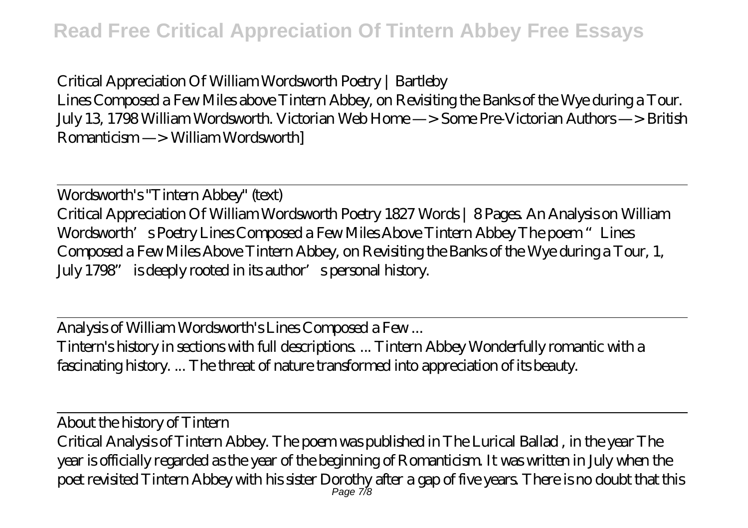Critical Appreciation Of William Wordsworth Poetry | Bartleby

Lines Composed a Few Miles above Tintern Abbey, on Revisiting the Banks of the Wye during a Tour. July 13, 1798 William Wordsworth. Victorian Web Home —> Some Pre-Victorian Authors —> British Romanticism —> William Wordsworth]

Wordsworth's "Tintern Abbey" (text)

Critical Appreciation Of William Wordsworth Poetry 1827 Words | 8 Pages. An Analysis on William Wordsworth's Poetry Lines Composed a Few Miles Above Tintern Abbey The poem "Lines Composed a Few Miles Above Tintern Abbey, on Revisiting the Banks of the Wye during a Tour, 1, July 1798" is deeply rooted in its author's personal history.

Analysis of William Wordsworth's Lines Composed a Few ...

Tintern's history in sections with full descriptions. ... Tintern Abbey Wonderfully romantic with a fascinating history. ... The threat of nature transformed into appreciation of its beauty.

About the history of Tintern

Critical Analysis of Tintern Abbey. The poem was published in The Lurical Ballad , in the year The year is officially regarded as the year of the beginning of Romanticism. It was written in July when the poet revisited Tintern Abbey with his sister Dorothy after a gap of five years. There is no doubt that this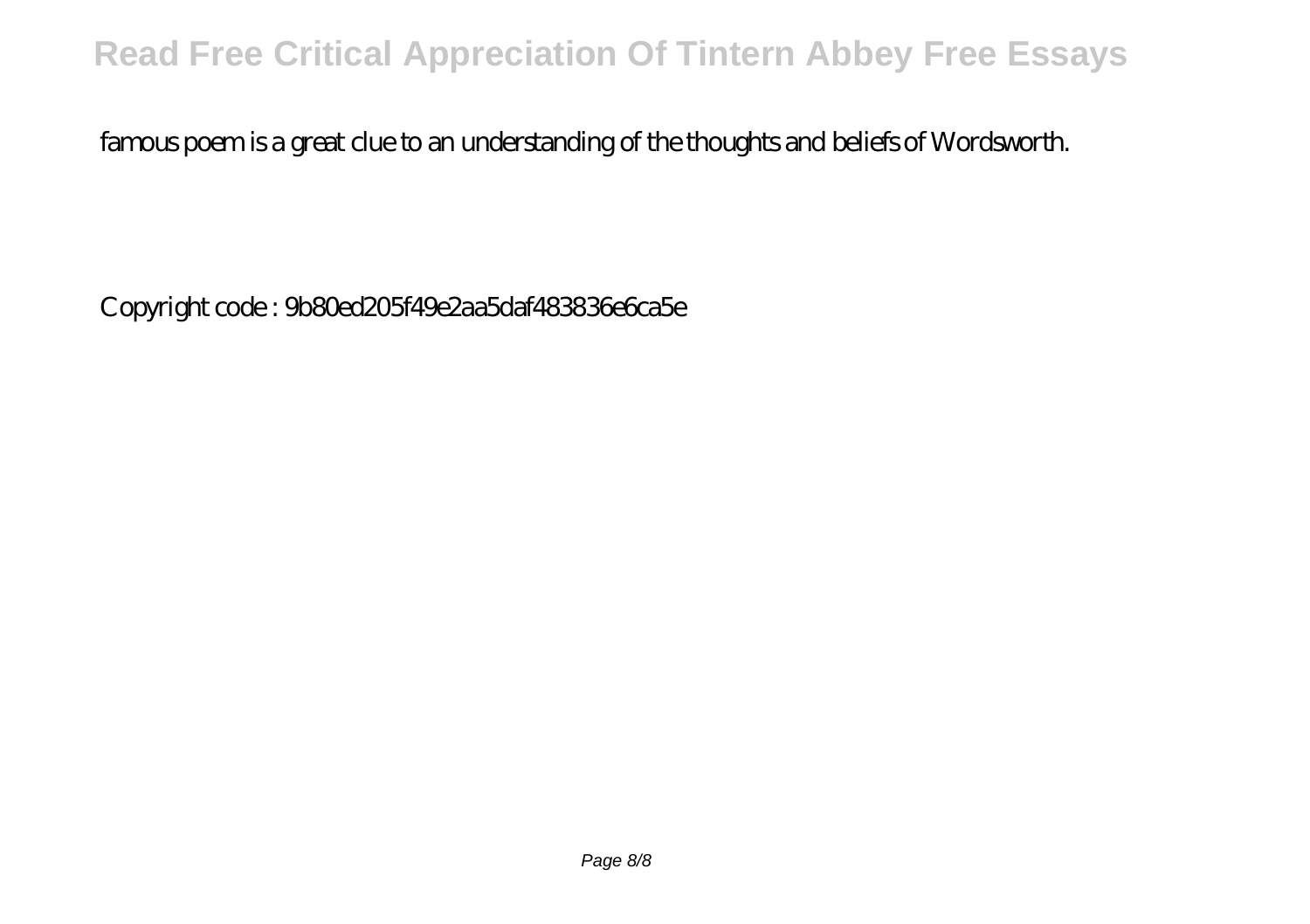famous poem is a great clue to an understanding of the thoughts and beliefs of Wordsworth.

Copyright code : 9b80ed205f49e2aa5daf483836e6ca5e